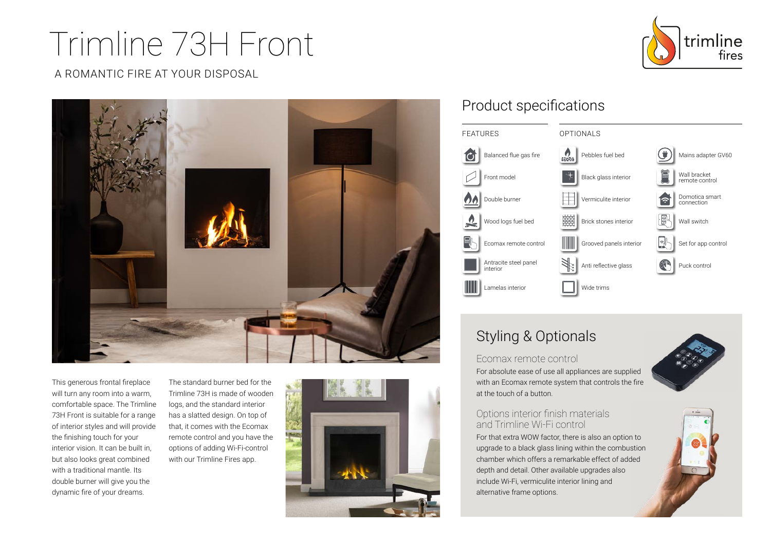# Trimline 73H Front

A ROMANTIC FIRE AT YOUR DISPOSAL

This generous frontal fireplace will turn any room into a warm, comfortable space. The Trimline 73H Front is suitable for a range of interior styles and will provide the finishing touch for your interior vision. It can be built in, but also looks great combined with a traditional mantle. Its double burner will give you the dynamic fire of your dreams.

The standard burner bed for the Trimline 73H is made of wooden logs, and the standard interior has a slatted design. On top of that, it comes with the Ecomax remote control and you have the options of adding Wi-Fi-control with our Trimline Fires app.

## Product specifications

### FEATURES

- Balanced flue gas fire
- Front model
- Double burner
- Wood logs fuel bed
- Ecomax remote control
- Antracite steel panel interior
- Lamelas interior

### OPTIONALS

- Pebbles fuel bed
- Black glass interior
- Vermiculite interior
- Brick stones interior
- Grooved panels interior
- Anti reflective glass
- Wide trims
- Mains adapter GV60
- Wall bracket remote control
- Domotica smart connection
- Wall switch
- Set for app control
- Puck control

## Styling & Optionals

### Ecomax remote control

For absolute ease of use all appliances are supplied with an Ecomax remote system that controls the fire at the touch of a button.

### Options interior finish materials and Trimline Wi-Fi control

For that extra WOW factor, there is also an option to upgrade to a black glass lining within the combustion chamber which offers a remarkable effect of added depth and detail. Other available upgrades also include Wi-Fi, vermiculite interior lining and alternative frame options.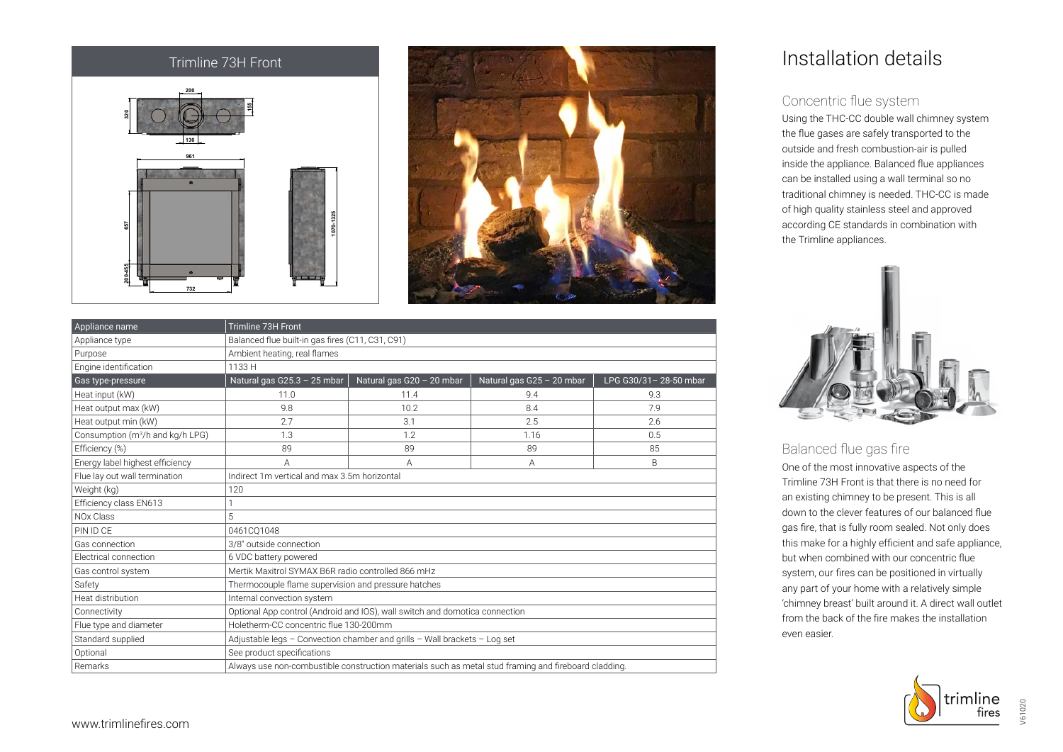## Trimline 73H Front

200

320

155

130

961

657

200-455

732

1070-1325

| Appliance name | Trimline 73H Front | | | |
|---|---|---|---|---|
| Appliance type | Balanced flue built-in gas fires (C11, C31, C91) | | | |
| Purpose | Ambient heating, real flames | | | |
| Engine identification | 1133 H | | | |
| Gas type-pressure | Natural gas G25.3 – 25 mbar | Natural gas G20 – 20 mbar | Natural gas G25 – 20 mbar | LPG G30/31– 28-50 mbar |
| Heat input (kW) | 11.0 | 11.4 | 9.4 | 9.3 |
| Heat output max (kW) | 9.8 | 10.2 | 8.4 | 7.9 |
| Heat output min (kW) | 2.7 | 3.1 | 2.5 | 2.6 |
| Consumption ($m^3$/h and kg/h LPG) | 1.3 | 1.2 | 1.16 | 0.5 |
| Efficiency (%) | 89 | 89 | 89 | 85 |
| Energy label highest efficiency | A | A | A | B |
| Flue lay out wall termination | Indirect 1m vertical and max 3.5m horizontal | | | |
| Weight (kg) | 120 | | | |
| Efficiency class EN613 | 1 | | | |
| NOx Class | 5 | | | |
| PIN ID CE | 0461CQ1048 | | | |
| Gas connection | 3/8" outside connection | | | |
| Electrical connection | 6 VDC battery powered | | | |
| Gas control system | Mertik Maxitrol SYMAX B6R radio controlled 866 mHz | | | |
| Safety | Thermocouple flame supervision and pressure hatches | | | |
| Heat distribution | Internal convection system | | | |
| Connectivity | Optional App control (Android and IOS), wall switch and domotica connection | | | |
| Flue type and diameter | Holetherm-CC concentric flue 130-200mm | | | |
| Standard supplied | Adjustable legs – Convection chamber and grills – Wall brackets – Log set | | | |
| Optional | See product specifications | | | |
| Remarks | Always use non-combustible construction materials such as metal stud framing and fireboard cladding. | | | |

# Installation details

## Concentric flue system

Using the THC-CC double wall chimney system the flue gases are safely transported to the outside and fresh combustion-air is pulled inside the appliance. Balanced flue appliances can be installed using a wall terminal so no traditional chimney is needed. THC-CC is made of high quality stainless steel and approved according CE standards in combination with the Trimline appliances.

## Balanced flue gas fire

One of the most innovative aspects of the Trimline 73H Front is that there is no need for an existing chimney to be present. This is all down to the clever features of our balanced flue gas fire, that is fully room sealed. Not only does this make for a highly efficient and safe appliance, but when combined with our concentric flue system, our fires can be positioned in virtually any part of your home with a relatively simple 'chimney breast' built around it. A direct wall outlet from the back of the fire makes the installation even easier.

www.trimlinefires.com

trimline fires

V61020